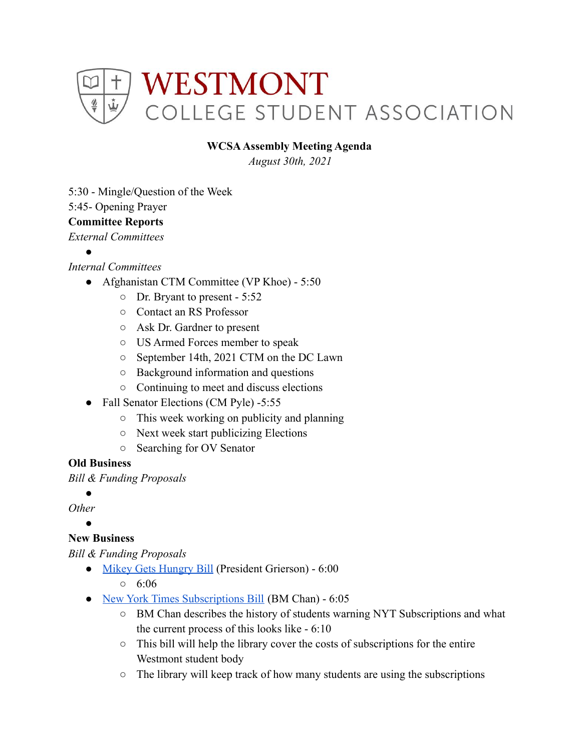# WESTMONT
## COLLEGE STUDENT ASSOCIATION

**WCSA Assembly Meeting Agenda**

*August 30th, 2021*

5:30 - Mingle/Question of the Week
5:45- Opening Prayer

**Committee Reports**

*External Committees*

- 

*Internal Committees*

- Afghanistan CTM Committee (VP Khoe) - 5:50
  - Dr. Bryant to present - 5:52
  - Contact an RS Professor
  - Ask Dr. Gardner to present
  - US Armed Forces member to speak
  - September 14th, 2021 CTM on the DC Lawn
  - Background information and questions
  - Continuing to meet and discuss elections
- Fall Senator Elections (CM Pyle) -5:55
  - This week working on publicity and planning
  - Next week start publicizing Elections
  - Searching for OV Senator

**Old Business**

*Bill & Funding Proposals*

- 

*Other*

- 

**New Business**

*Bill & Funding Proposals*

- Mikey Gets Hungry Bill (President Grierson) - 6:00
  - 6:06
- New York Times Subscriptions Bill (BM Chan) - 6:05
  - BM Chan describes the history of students warning NYT Subscriptions and what the current process of this looks like - 6:10
  - This bill will help the library cover the costs of subscriptions for the entire Westmont student body
  - The library will keep track of how many students are using the subscriptions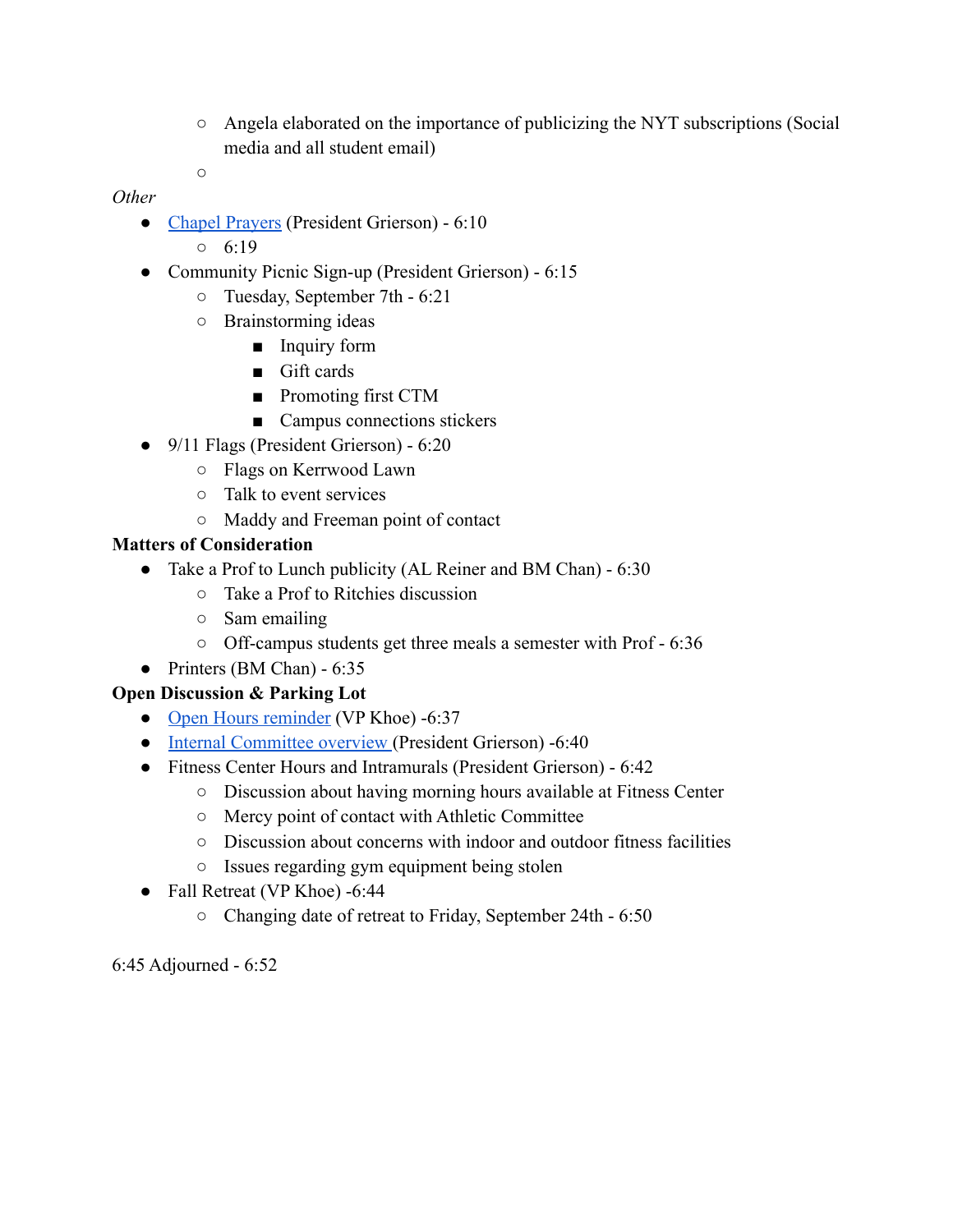- Angela elaborated on the importance of publicizing the NYT subscriptions (Social media and all student email)
  -

*Other*

- Chapel Prayers (President Grierson) - 6:10
  - 6:19
- Community Picnic Sign-up (President Grierson) - 6:15
  - Tuesday, September 7th - 6:21
  - Brainstorming ideas
    - Inquiry form
    - Gift cards
    - Promoting first CTM
    - Campus connections stickers
- 9/11 Flags (President Grierson) - 6:20
  - Flags on Kerrwood Lawn
  - Talk to event services
  - Maddy and Freeman point of contact

**Matters of Consideration**

- Take a Prof to Lunch publicity (AL Reiner and BM Chan) - 6:30
  - Take a Prof to Ritchies discussion
  - Sam emailing
  - Off-campus students get three meals a semester with Prof - 6:36
- Printers (BM Chan) - 6:35

**Open Discussion & Parking Lot**

- Open Hours reminder (VP Khoe) -6:37
- Internal Committee overview (President Grierson) -6:40
- Fitness Center Hours and Intramurals (President Grierson) - 6:42
  - Discussion about having morning hours available at Fitness Center
  - Mercy point of contact with Athletic Committee
  - Discussion about concerns with indoor and outdoor fitness facilities
  - Issues regarding gym equipment being stolen
- Fall Retreat (VP Khoe) -6:44
  - Changing date of retreat to Friday, September 24th - 6:50

6:45 Adjourned - 6:52